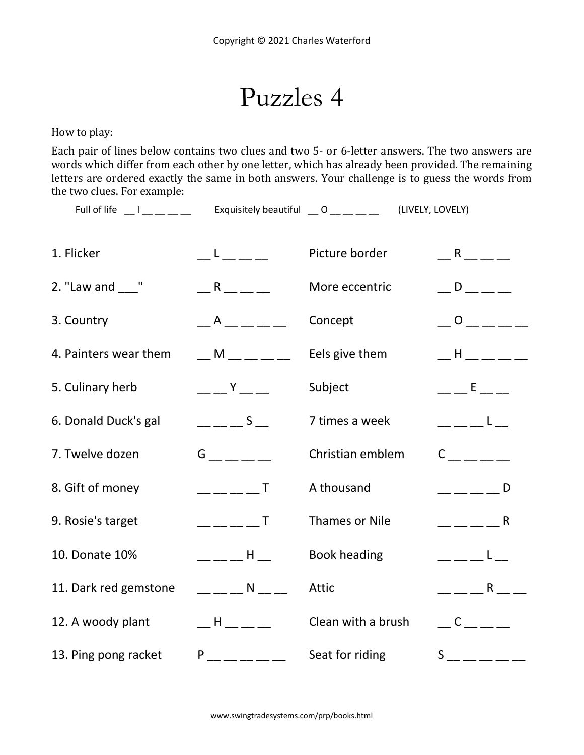Copyright © 2021 Charles Waterford

# Puzzles 4

How to play:

Each pair of lines below contains two clues and two 5- or 6-letter answers. The two answers are words which differ from each other by one letter, which has already been provided. The remaining letters are ordered exactly the same in both answers. Your challenge is to guess the words from the two clues. For example:

Full of life __ I __ __ __ __ Exquisitely beautiful __ O __ __ __ __ (LIVELY, LOVELY)

| | | | |
|---|---|---|---|
| 1. Flicker | __ L __ __ __ | Picture border | __ R __ __ __ |
| 2. "Law and ___" | __ R __ __ __ | More eccentric | __ D __ __ __ |
| 3. Country | __ A __ __ __ __ | Concept | __ O __ __ __ __ |
| 4. Painters wear them | __ M __ __ __ __ | Eels give them | __ H __ __ __ __ |
| 5. Culinary herb | __ __ Y __ __ | Subject | __ __ E __ __ |
| 6. Donald Duck's gal | __ __ __ S __ | 7 times a week | __ __ __ L __ |
| 7. Twelve dozen | G __ __ __ __ | Christian emblem | C __ __ __ __ |
| 8. Gift of money | __ __ __ __ T | A thousand | __ __ __ __ D |
| 9. Rosie's target | __ __ __ __ T | Thames or Nile | __ __ __ __ R |
| 10. Donate 10% | __ __ __ H __ | Book heading | __ __ __ L __ |
| 11. Dark red gemstone | __ __ __ N __ __ | Attic | __ __ __ R __ __ |
| 12. A woody plant | __ H __ __ __ | Clean with a brush | __ C __ __ __ |
| 13. Ping pong racket | P __ __ __ __ __ | Seat for riding | S __ __ __ __ __ |

www.swingtradesystems.com/prp/books.html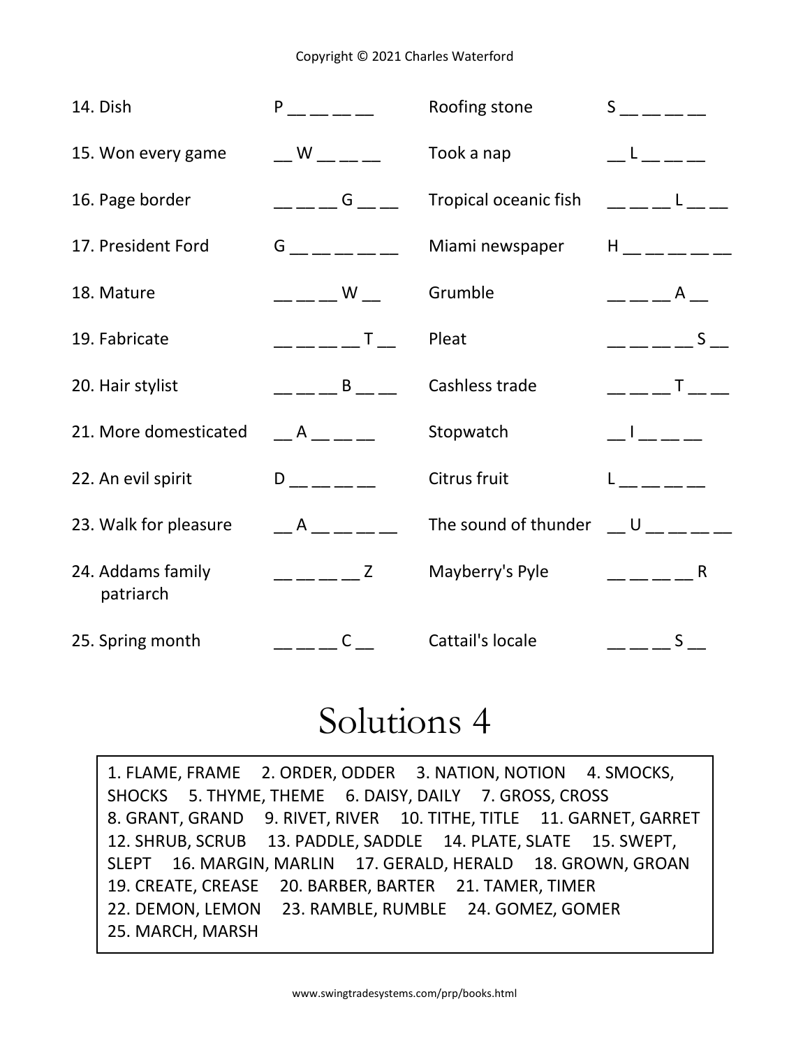| | | | |
|---|---|---|---|
| 14. Dish | P __ __ __ __ | Roofing stone | S __ __ __ __ |
| 15. Won every game | __ W __ __ __ | Took a nap | __ L __ __ __ |
| 16. Page border | __ __ __ G __ __ | Tropical oceanic fish | __ __ __ L __ __ |
| 17. President Ford | G __ __ __ __ __ | Miami newspaper | H __ __ __ __ __ |
| 18. Mature | __ __ __ W __ | Grumble | __ __ __ A __ |
| 19. Fabricate | __ __ __ __ T __ | Pleat | __ __ __ __ S __ |
| 20. Hair stylist | __ __ __ B __ __ | Cashless trade | __ __ __ T __ __ |
| 21. More domesticated | __ A __ __ __ | Stopwatch | __ I __ __ __ |
| 22. An evil spirit | D __ __ __ __ | Citrus fruit | L __ __ __ __ |
| 23. Walk for pleasure | __ A __ __ __ __ | The sound of thunder | __ U __ __ __ __ |
| 24. Addams family patriarch | __ __ __ __ Z | Mayberry's Pyle | __ __ __ __ R |
| 25. Spring month | __ __ __ C __ | Cattail's locale | __ __ __ S __ |

# Solutions 4

1. FLAME, FRAME 2. ORDER, ODDER 3. NATION, NOTION 4. SMOCKS, SHOCKS 5. THYME, THEME 6. DAISY, DAILY 7. GROSS, CROSS 8. GRANT, GRAND 9. RIVET, RIVER 10. TITHE, TITLE 11. GARNET, GARRET 12. SHRUB, SCRUB 13. PADDLE, SADDLE 14. PLATE, SLATE 15. SWEPT, SLEPT 16. MARGIN, MARLIN 17. GERALD, HERALD 18. GROWN, GROAN 19. CREATE, CREASE 20. BARBER, BARTER 21. TAMER, TIMER 22. DEMON, LEMON 23. RAMBLE, RUMBLE 24. GOMEZ, GOMER 25. MARCH, MARSH